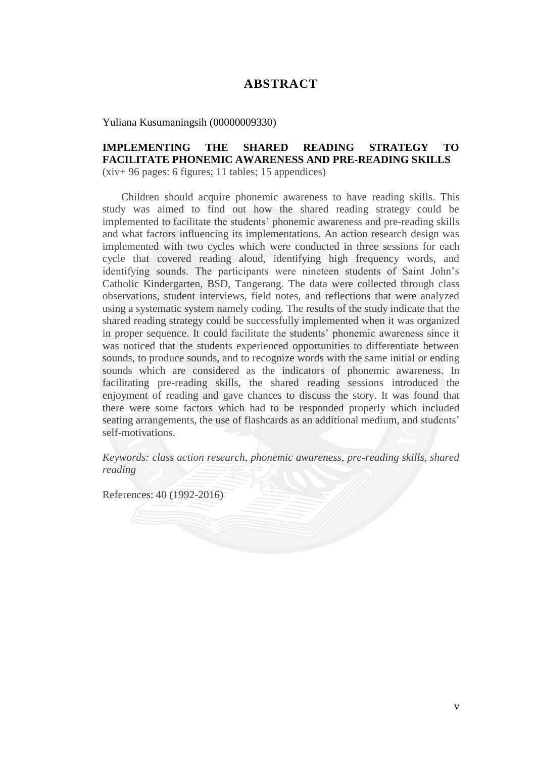# ABSTRACT

Yuliana Kusumaningsih (00000009330)

**IMPLEMENTING THE SHARED READING STRATEGY TO FACILITATE PHONEMIC AWARENESS AND PRE-READING SKILLS**
(xiv+ 96 pages: 6 figures; 11 tables; 15 appendices)

Children should acquire phonemic awareness to have reading skills. This study was aimed to find out how the shared reading strategy could be implemented to facilitate the students' phonemic awareness and pre-reading skills and what factors influencing its implementations. An action research design was implemented with two cycles which were conducted in three sessions for each cycle that covered reading aloud, identifying high frequency words, and identifying sounds. The participants were nineteen students of Saint John's Catholic Kindergarten, BSD, Tangerang. The data were collected through class observations, student interviews, field notes, and reflections that were analyzed using a systematic system namely coding. The results of the study indicate that the shared reading strategy could be successfully implemented when it was organized in proper sequence. It could facilitate the students' phonemic awareness since it was noticed that the students experienced opportunities to differentiate between sounds, to produce sounds, and to recognize words with the same initial or ending sounds which are considered as the indicators of phonemic awareness. In facilitating pre-reading skills, the shared reading sessions introduced the enjoyment of reading and gave chances to discuss the story. It was found that there were some factors which had to be responded properly which included seating arrangements, the use of flashcards as an additional medium, and students' self-motivations.

*Keywords: class action research, phonemic awareness, pre-reading skills, shared reading*

References: 40 (1992-2016)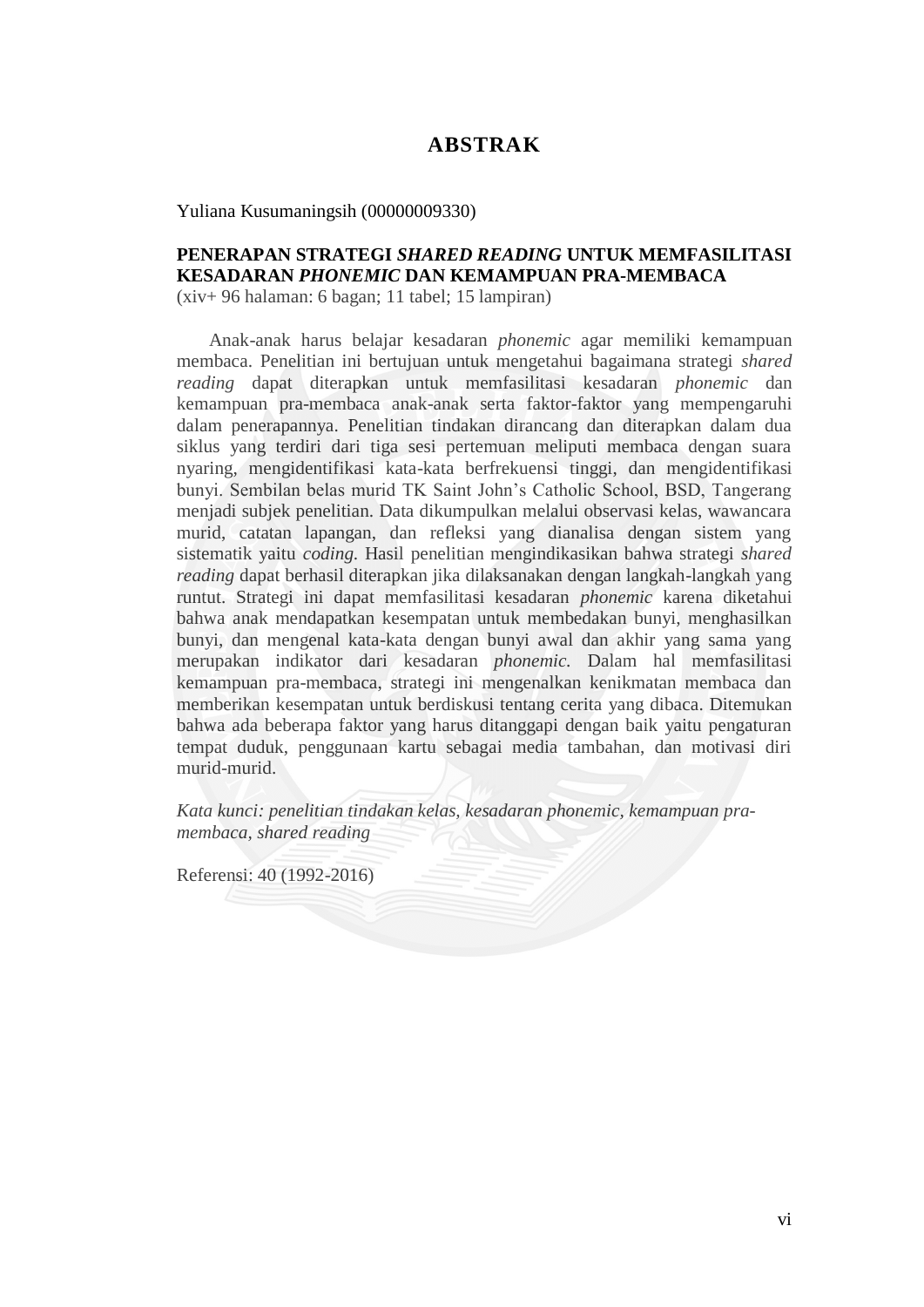# ABSTRAK

Yuliana Kusumaningsih (00000009330)

**PENERAPAN STRATEGI *SHARED READING* UNTUK MEMFASILITASI KESADARAN *PHONEMIC* DAN KEMAMPUAN PRA-MEMBACA**
(xiv+ 96 halaman: 6 bagan; 11 tabel; 15 lampiran)

Anak-anak harus belajar kesadaran *phonemic* agar memiliki kemampuan membaca. Penelitian ini bertujuan untuk mengetahui bagaimana strategi *shared reading* dapat diterapkan untuk memfasilitasi kesadaran *phonemic* dan kemampuan pra-membaca anak-anak serta faktor-faktor yang mempengaruhi dalam penerapannya. Penelitian tindakan dirancang dan diterapkan dalam dua siklus yang terdiri dari tiga sesi pertemuan meliputi membaca dengan suara nyaring, mengidentifikasi kata-kata berfrekuensi tinggi, dan mengidentifikasi bunyi. Sembilan belas murid TK Saint John's Catholic School, BSD, Tangerang menjadi subjek penelitian. Data dikumpulkan melalui observasi kelas, wawancara murid, catatan lapangan, dan refleksi yang dianalisa dengan sistem yang sistematik yaitu *coding.* Hasil penelitian mengindikasikan bahwa strategi *shared reading* dapat berhasil diterapkan jika dilaksanakan dengan langkah-langkah yang runtut. Strategi ini dapat memfasilitasi kesadaran *phonemic* karena diketahui bahwa anak mendapatkan kesempatan untuk membedakan bunyi, menghasilkan bunyi, dan mengenal kata-kata dengan bunyi awal dan akhir yang sama yang merupakan indikator dari kesadaran *phonemic.* Dalam hal memfasilitasi kemampuan pra-membaca, strategi ini mengenalkan kenikmatan membaca dan memberikan kesempatan untuk berdiskusi tentang cerita yang dibaca. Ditemukan bahwa ada beberapa faktor yang harus ditanggapi dengan baik yaitu pengaturan tempat duduk, penggunaan kartu sebagai media tambahan, dan motivasi diri murid-murid.

*Kata kunci: penelitian tindakan kelas, kesadaran phonemic, kemampuan pra-membaca, shared reading*

Referensi: 40 (1992-2016)